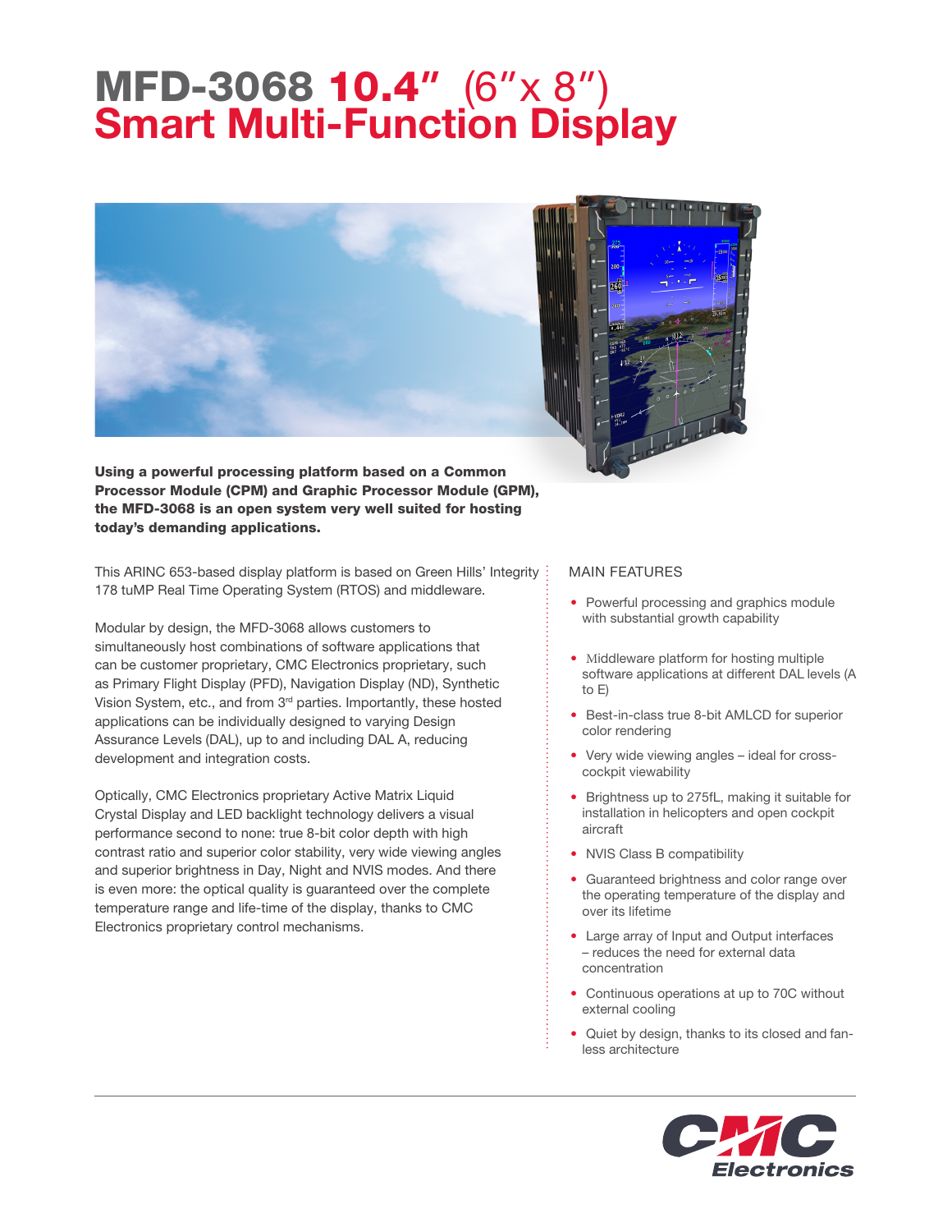# MFD-3068 10.4" (6" x 8") Smart Multi-Function Display

**Using a powerful processing platform based on a Common Processor Module (CPM) and Graphic Processor Module (GPM), the MFD-3068 is an open system very well suited for hosting today's demanding applications.**

This ARINC 653-based display platform is based on Green Hills' Integrity 178 tuMP Real Time Operating System (RTOS) and middleware.

Modular by design, the MFD-3068 allows customers to simultaneously host combinations of software applications that can be customer proprietary, CMC Electronics proprietary, such as Primary Flight Display (PFD), Navigation Display (ND), Synthetic Vision System, etc., and from 3rd parties. Importantly, these hosted applications can be individually designed to varying Design Assurance Levels (DAL), up to and including DAL A, reducing development and integration costs.

Optically, CMC Electronics proprietary Active Matrix Liquid Crystal Display and LED backlight technology delivers a visual performance second to none: true 8-bit color depth with high contrast ratio and superior color stability, very wide viewing angles and superior brightness in Day, Night and NVIS modes. And there is even more: the optical quality is guaranteed over the complete temperature range and life-time of the display, thanks to CMC Electronics proprietary control mechanisms.

## MAIN FEATURES

- Powerful processing and graphics module with substantial growth capability
- Middleware platform for hosting multiple software applications at different DAL levels (A to E)
- Best-in-class true 8-bit AMLCD for superior color rendering
- Very wide viewing angles – ideal for cross-cockpit viewability
- Brightness up to 275fL, making it suitable for installation in helicopters and open cockpit aircraft
- NVIS Class B compatibility
- Guaranteed brightness and color range over the operating temperature of the display and over its lifetime
- Large array of Input and Output interfaces – reduces the need for external data concentration
- Continuous operations at up to 70C without external cooling
- Quiet by design, thanks to its closed and fan-less architecture

CMC Electronics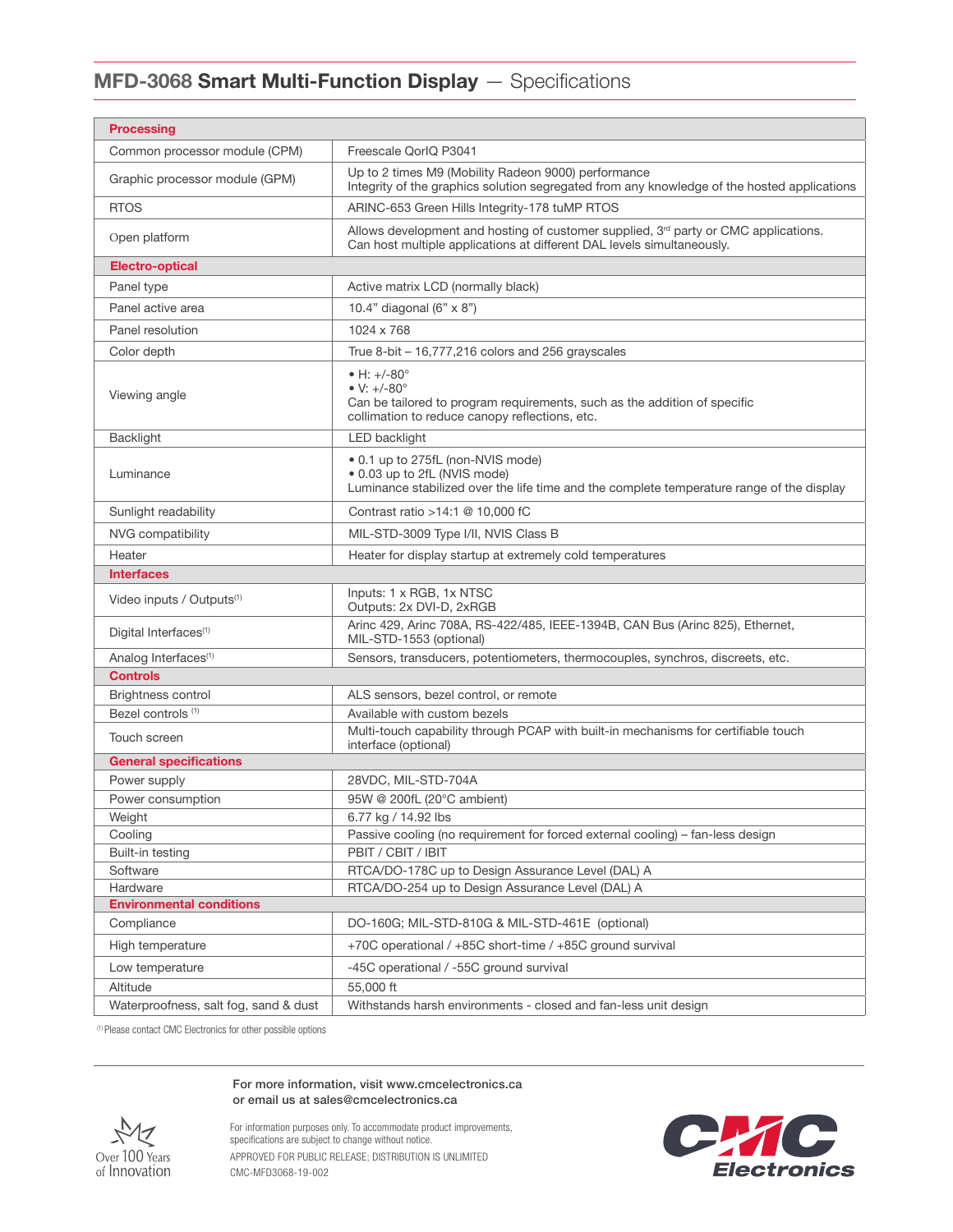## MFD-3068 **Smart Multi-Function Display** — Specifications

| | |
|---|---|
| **Processing** | |
| Common processor module (CPM) | Freescale QorIQ P3041 |
| Graphic processor module (GPM) | Up to 2 times M9 (Mobility Radeon 9000) performance<br>Integrity of the graphics solution segregated from any knowledge of the hosted applications |
| RTOS | ARINC-653 Green Hills Integrity-178 tuMP RTOS |
| Open platform | Allows development and hosting of customer supplied, 3rd party or CMC applications.<br>Can host multiple applications at different DAL levels simultaneously. |
| **Electro-optical** | |
| Panel type | Active matrix LCD (normally black) |
| Panel active area | 10.4" diagonal (6" x 8") |
| Panel resolution | 1024 x 768 |
| Color depth | True 8-bit – 16,777,216 colors and 256 grayscales |
| Viewing angle | • H: +/-80°<br>• V: +/-80°<br>Can be tailored to program requirements, such as the addition of specific collimation to reduce canopy reflections, etc. |
| Backlight | LED backlight |
| Luminance | • 0.1 up to 275fL (non-NVIS mode)<br>• 0.03 up to 2fL (NVIS mode)<br>Luminance stabilized over the life time and the complete temperature range of the display |
| Sunlight readability | Contrast ratio >14:1 @ 10,000 fC |
| NVG compatibility | MIL-STD-3009 Type I/II, NVIS Class B |
| Heater | Heater for display startup at extremely cold temperatures |
| **Interfaces** | |
| Video inputs / Outputs[1] | Inputs: 1 x RGB, 1x NTSC<br>Outputs: 2x DVI-D, 2xRGB |
| Digital Interfaces[1] | Arinc 429, Arinc 708A, RS-422/485, IEEE-1394B, CAN Bus (Arinc 825), Ethernet, MIL-STD-1553 (optional) |
| Analog Interfaces[1] | Sensors, transducers, potentiometers, thermocouples, synchros, discreets, etc. |
| **Controls** | |
| Brightness control | ALS sensors, bezel control, or remote |
| Bezel controls [1] | Available with custom bezels |
| Touch screen | Multi-touch capability through PCAP with built-in mechanisms for certifiable touch interface (optional) |
| **General specifications** | |
| Power supply | 28VDC, MIL-STD-704A |
| Power consumption | 95W @ 200fL (20°C ambient) |
| Weight | 6.77 kg / 14.92 lbs |
| Cooling | Passive cooling (no requirement for forced external cooling) – fan-less design |
| Built-in testing | PBIT / CBIT / IBIT |
| Software | RTCA/DO-178C up to Design Assurance Level (DAL) A |
| Hardware | RTCA/DO-254 up to Design Assurance Level (DAL) A |
| **Environmental conditions** | |
| Compliance | DO-160G; MIL-STD-810G & MIL-STD-461E (optional) |
| High temperature | +70C operational / +85C short-time / +85C ground survival |
| Low temperature | -45C operational / -55C ground survival |
| Altitude | 55,000 ft |
| Waterproofness, salt fog, sand & dust | Withstands harsh environments - closed and fan-less unit design |

[1] Please contact CMC Electronics for other possible options

**For more information, visit www.cmcelectronics.ca**
**or email us at sales@cmcelectronics.ca**

Over 100 Years of Innovation

For information purposes only. To accommodate product improvements, specifications are subject to change without notice.

APPROVED FOR PUBLIC RELEASE; DISTRIBUTION IS UNLIMITED

CMC-MFD3068-19-002

CMC Electronics